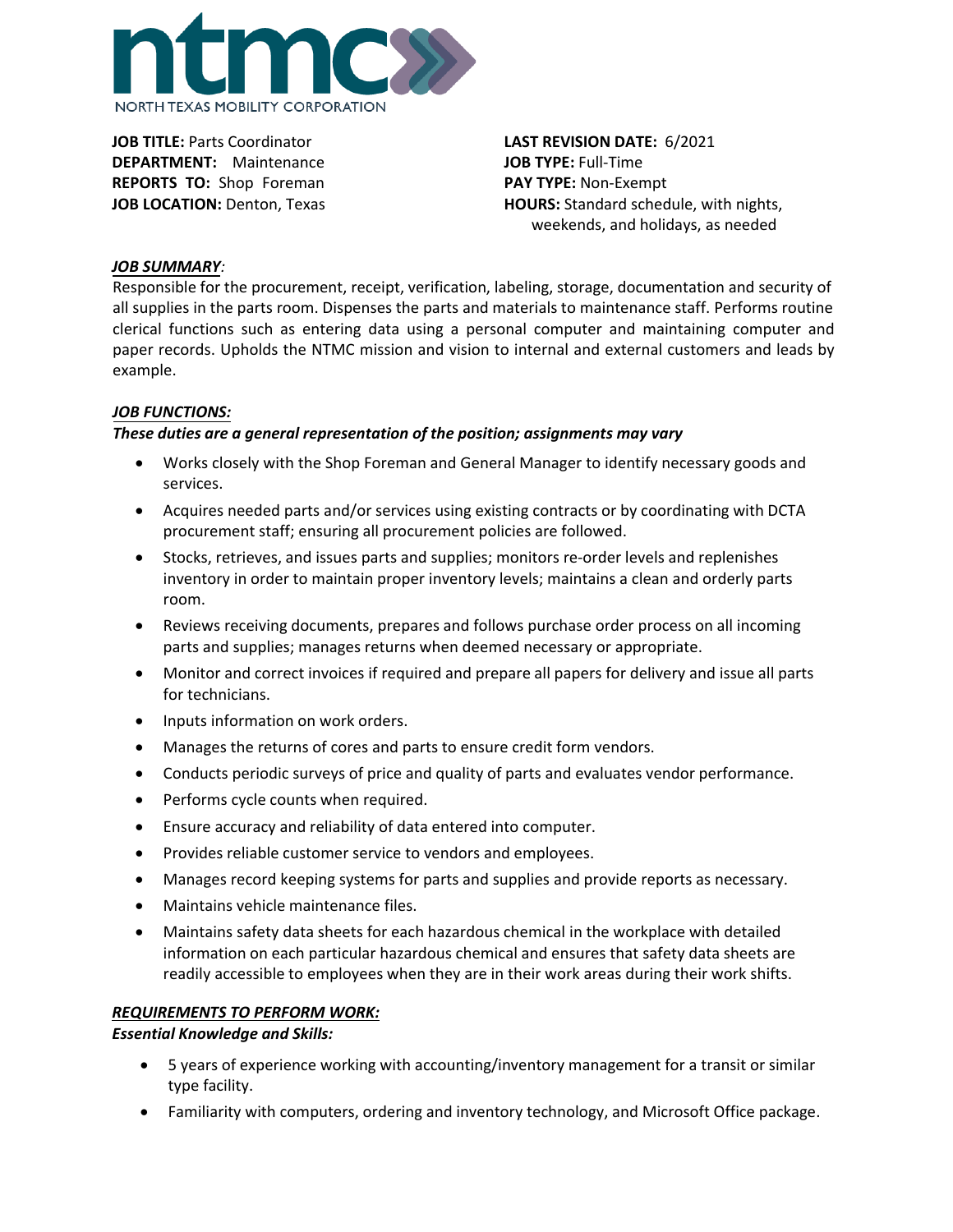ntmc

NORTH TEXAS MOBILITY CORPORATION

**JOB TITLE:** Parts Coordinator
**DEPARTMENT:** Maintenance
**REPORTS TO:** Shop Foreman
**JOB LOCATION:** Denton, Texas

**LAST REVISION DATE:** 6/2021
**JOB TYPE:** Full-Time
**PAY TYPE:** Non-Exempt
**HOURS:** Standard schedule, with nights, weekends, and holidays, as needed

***JOB SUMMARY:***

Responsible for the procurement, receipt, verification, labeling, storage, documentation and security of all supplies in the parts room. Dispenses the parts and materials to maintenance staff. Performs routine clerical functions such as entering data using a personal computer and maintaining computer and paper records. Upholds the NTMC mission and vision to internal and external customers and leads by example.

***JOB FUNCTIONS:***

***These duties are a general representation of the position; assignments may vary***

- Works closely with the Shop Foreman and General Manager to identify necessary goods and services.
- Acquires needed parts and/or services using existing contracts or by coordinating with DCTA procurement staff; ensuring all procurement policies are followed.
- Stocks, retrieves, and issues parts and supplies; monitors re-order levels and replenishes inventory in order to maintain proper inventory levels; maintains a clean and orderly parts room.
- Reviews receiving documents, prepares and follows purchase order process on all incoming parts and supplies; manages returns when deemed necessary or appropriate.
- Monitor and correct invoices if required and prepare all papers for delivery and issue all parts for technicians.
- Inputs information on work orders.
- Manages the returns of cores and parts to ensure credit form vendors.
- Conducts periodic surveys of price and quality of parts and evaluates vendor performance.
- Performs cycle counts when required.
- Ensure accuracy and reliability of data entered into computer.
- Provides reliable customer service to vendors and employees.
- Manages record keeping systems for parts and supplies and provide reports as necessary.
- Maintains vehicle maintenance files.
- Maintains safety data sheets for each hazardous chemical in the workplace with detailed information on each particular hazardous chemical and ensures that safety data sheets are readily accessible to employees when they are in their work areas during their work shifts.

***REQUIREMENTS TO PERFORM WORK:***

***Essential Knowledge and Skills:***

- 5 years of experience working with accounting/inventory management for a transit or similar type facility.
- Familiarity with computers, ordering and inventory technology, and Microsoft Office package.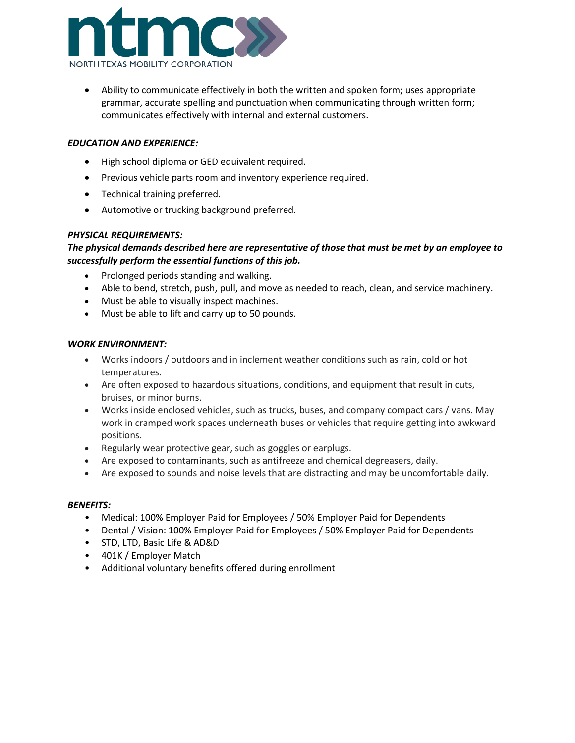- Ability to communicate effectively in both the written and spoken form; uses appropriate grammar, accurate spelling and punctuation when communicating through written form; communicates effectively with internal and external customers.

***EDUCATION AND EXPERIENCE:***

- High school diploma or GED equivalent required.
- Previous vehicle parts room and inventory experience required.
- Technical training preferred.
- Automotive or trucking background preferred.

***PHYSICAL REQUIREMENTS:***

***The physical demands described here are representative of those that must be met by an employee to successfully perform the essential functions of this job.***

- Prolonged periods standing and walking.
- Able to bend, stretch, push, pull, and move as needed to reach, clean, and service machinery.
- Must be able to visually inspect machines.
- Must be able to lift and carry up to 50 pounds.

***WORK ENVIRONMENT:***

- Works indoors / outdoors and in inclement weather conditions such as rain, cold or hot temperatures.
- Are often exposed to hazardous situations, conditions, and equipment that result in cuts, bruises, or minor burns.
- Works inside enclosed vehicles, such as trucks, buses, and company compact cars / vans. May work in cramped work spaces underneath buses or vehicles that require getting into awkward positions.
- Regularly wear protective gear, such as goggles or earplugs.
- Are exposed to contaminants, such as antifreeze and chemical degreasers, daily.
- Are exposed to sounds and noise levels that are distracting and may be uncomfortable daily.

***BENEFITS:***

- Medical: 100% Employer Paid for Employees / 50% Employer Paid for Dependents
- Dental / Vision: 100% Employer Paid for Employees / 50% Employer Paid for Dependents
- STD, LTD, Basic Life & AD&D
- 401K / Employer Match
- Additional voluntary benefits offered during enrollment